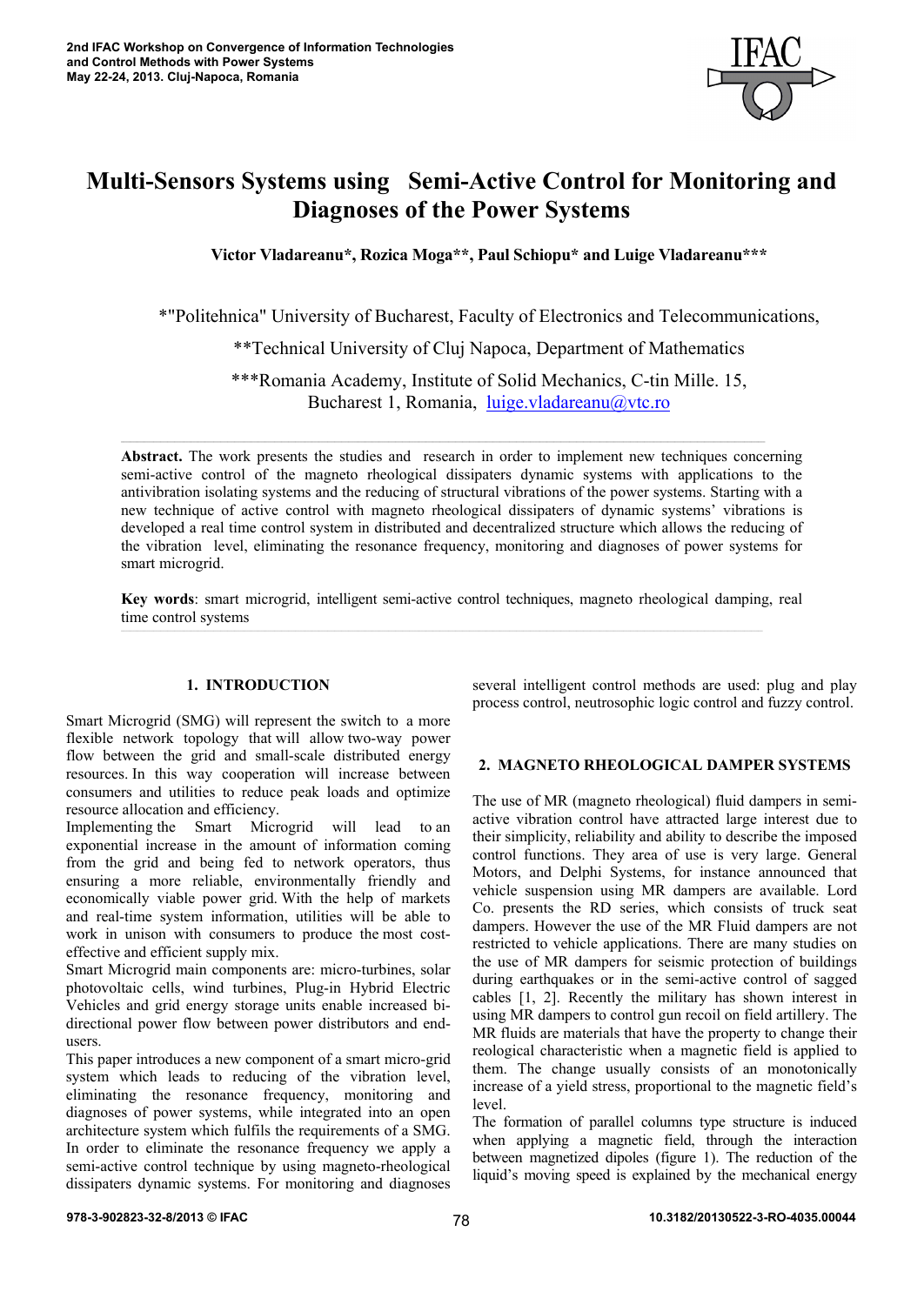# Multi-Sensors Systems using Semi-Active Control for Monitoring and Diagnoses of the Power Systems

**Victor Vladareanu\*, Rozica Moga\*\*, Paul Schiopu\* and Luige Vladareanu\*\*\***

\*"Politehnica" University of Bucharest, Faculty of Electronics and Telecommunications,

\*\*Technical University of Cluj Napoca, Department of Mathematics

\*\*\*Romania Academy, Institute of Solid Mechanics, C-tin Mille. 15, Bucharest 1, Romania, luige.vladareanu@vtc.ro

**Abstract.** The work presents the studies and research in order to implement new techniques concerning semi-active control of the magneto rheological dissipaters dynamic systems with applications to the antivibration isolating systems and the reducing of structural vibrations of the power systems. Starting with a new technique of active control with magneto rheological dissipaters of dynamic systems' vibrations is developed a real time control system in distributed and decentralized structure which allows the reducing of the vibration level, eliminating the resonance frequency, monitoring and diagnoses of power systems for smart microgrid.

**Key words**: smart microgrid, intelligent semi-active control techniques, magneto rheological damping, real time control systems

## 1. INTRODUCTION

Smart Microgrid (SMG) will represent the switch to a more flexible network topology that will allow two-way power flow between the grid and small-scale distributed energy resources. In this way cooperation will increase between consumers and utilities to reduce peak loads and optimize resource allocation and efficiency.

Implementing the Smart Microgrid will lead to an exponential increase in the amount of information coming from the grid and being fed to network operators, thus ensuring a more reliable, environmentally friendly and economically viable power grid. With the help of markets and real-time system information, utilities will be able to work in unison with consumers to produce the most cost-effective and efficient supply mix.

Smart Microgrid main components are: micro-turbines, solar photovoltaic cells, wind turbines, Plug-in Hybrid Electric Vehicles and grid energy storage units enable increased bi-directional power flow between power distributors and end-users.

This paper introduces a new component of a smart micro-grid system which leads to reducing of the vibration level, eliminating the resonance frequency, monitoring and diagnoses of power systems, while integrated into an open architecture system which fulfils the requirements of a SMG. In order to eliminate the resonance frequency we apply a semi-active control technique by using magneto-rheological dissipaters dynamic systems. For monitoring and diagnoses several intelligent control methods are used: plug and play process control, neutrosophic logic control and fuzzy control.

## 2. MAGNETO RHEOLOGICAL DAMPER SYSTEMS

The use of MR (magneto rheological) fluid dampers in semi-active vibration control have attracted large interest due to their simplicity, reliability and ability to describe the imposed control functions. They area of use is very large. General Motors, and Delphi Systems, for instance announced that vehicle suspension using MR dampers are available. Lord Co. presents the RD series, which consists of truck seat dampers. However the use of the MR Fluid dampers are not restricted to vehicle applications. There are many studies on the use of MR dampers for seismic protection of buildings during earthquakes or in the semi-active control of sagged cables [1, 2]. Recently the military has shown interest in using MR dampers to control gun recoil on field artillery. The MR fluids are materials that have the property to change their reological characteristic when a magnetic field is applied to them. The change usually consists of an monotonically increase of a yield stress, proportional to the magnetic field's level.

The formation of parallel columns type structure is induced when applying a magnetic field, through the interaction between magnetized dipoles (figure 1). The reduction of the liquid's moving speed is explained by the mechanical energy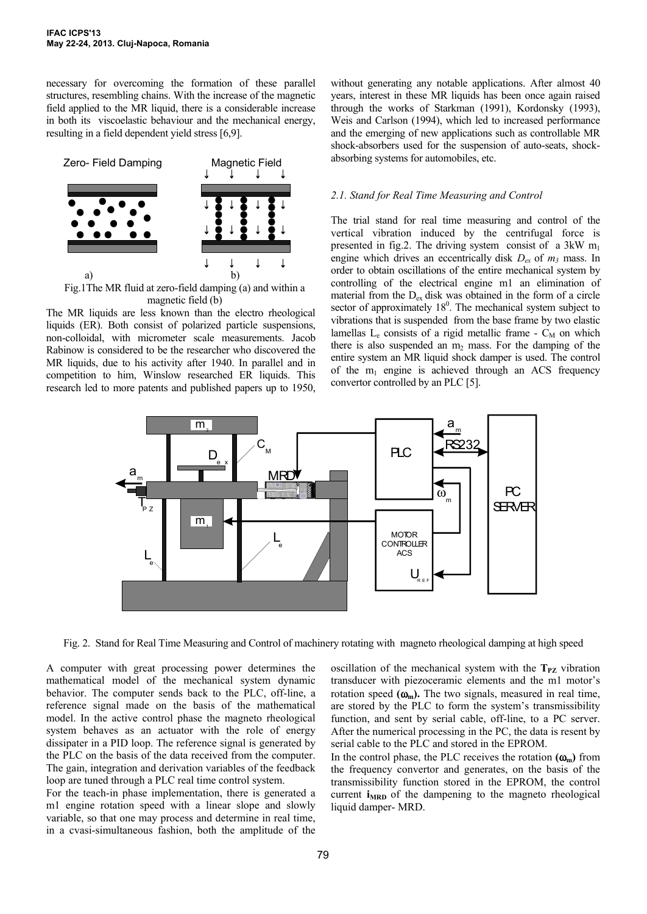necessary for overcoming the formation of these parallel structures, resembling chains. With the increase of the magnetic field applied to the MR liquid, there is a considerable increase in both its viscoelastic behaviour and the mechanical energy, resulting in a field dependent yield stress [6,9].

Fig.1The MR fluid at zero-field damping (a) and within a magnetic field (b)

The MR liquids are less known than the electro rheological liquids (ER). Both consist of polarized particle suspensions, non-colloidal, with micrometer scale measurements. Jacob Rabinow is considered to be the researcher who discovered the MR liquids, due to his activity after 1940. In parallel and in competition to him, Winslow researched ER liquids. This research led to more patents and published papers up to 1950, without generating any notable applications. After almost 40 years, interest in these MR liquids has been once again raised through the works of Starkman (1991), Kordonsky (1993), Weis and Carlson (1994), which led to increased performance and the emerging of new applications such as controllable MR shock-absorbers used for the suspension of auto-seats, shock-absorbing systems for automobiles, etc.

### *2.1. Stand for Real Time Measuring and Control*

The trial stand for real time measuring and control of the vertical vibration induced by the centrifugal force is presented in fig.2. The driving system consist of a 3kW $m_1$ engine which drives an eccentrically disk $D_{ex}$ of $m_3$ mass. In order to obtain oscillations of the entire mechanical system by controlling of the electrical engine m1 an elimination of material from the $D_{ex}$ disk was obtained in the form of a circle sector of approximately $18^0$. The mechanical system subject to vibrations that is suspended from the base frame by two elastic lamellas $L_e$ consists of a rigid metallic frame - $C_M$ on which there is also suspended an $m_2$ mass. For the damping of the entire system an MR liquid shock damper is used. The control of the $m_1$ engine is achieved through an ACS frequency convertor controlled by an PLC [5].

Fig. 2. Stand for Real Time Measuring and Control of machinery rotating with magneto rheological damping at high speed

A computer with great processing power determines the mathematical model of the mechanical system dynamic behavior. The computer sends back to the PLC, off-line, a reference signal made on the basis of the mathematical model. In the active control phase the magneto rheological system behaves as an actuator with the role of energy dissipater in a PID loop. The reference signal is generated by the PLC on the basis of the data received from the computer. The gain, integration and derivation variables of the feedback loop are tuned through a PLC real time control system.

For the teach-in phase implementation, there is generated a m1 engine rotation speed with a linear slope and slowly variable, so that one may process and determine in real time, in a cvasi-simultaneous fashion, both the amplitude of the oscillation of the mechanical system with the $\mathbf{T_{PZ}}$ vibration transducer with piezoceramic elements and the m1 motor's rotation speed **($\omega_m$).** The two signals, measured in real time, are stored by the PLC to form the system's transmissibility function, and sent by serial cable, off-line, to a PC server. After the numerical processing in the PC, the data is resent by serial cable to the PLC and stored in the EPROM.

In the control phase, the PLC receives the rotation **($\omega_m$)** from the frequency convertor and generates, on the basis of the transmissibility function stored in the EPROM, the control current $\mathbf{i_{MRD}}$ of the dampening to the magneto rheological liquid damper- MRD.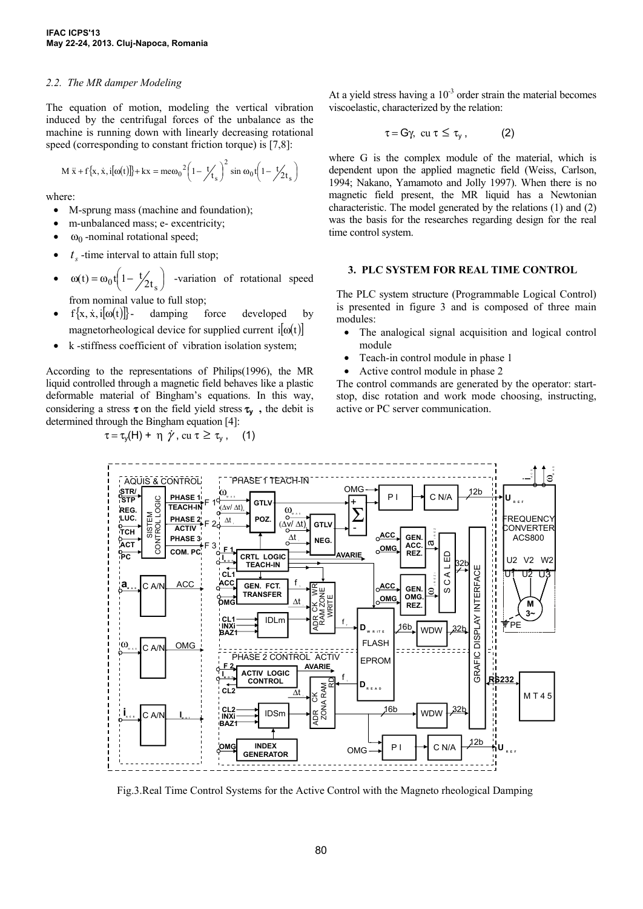### 2.2. The MR damper Modeling

The equation of motion, modeling the vertical vibration induced by the centrifugal forces of the unbalance as the machine is running down with linearly decreasing rotational speed (corresponding to constant friction torque) is [7,8]:

$$M\ddot{x} + f\{x, \dot{x}, i[\omega(t)]\} + kx = me\omega_0^2\left(1 - \frac{t}{t_s}\right)^2 \sin \omega_0 t\left(1 - \frac{t}{2t_s}\right)$$

where:

- M-sprung mass (machine and foundation);
- m-unbalanced mass; e- excentricity;
- $\omega_0$ -nominal rotational speed;
- $t_s$ -time interval to attain full stop;
- $\omega(t) = \omega_0 t\left(1 - \frac{t}{2t_s}\right)$ -variation of rotational speed from nominal value to full stop;
- $f\{x, \dot{x}, i[\omega(t)]\}$- damping force developed by magnetorheological device for supplied current $i[\omega(t)]$
- k -stiffness coefficient of vibration isolation system;

According to the representations of Philips(1996), the MR liquid controlled through a magnetic field behaves like a plastic deformable material of Bingham's equations. In this way, considering a stress $\tau$ on the field yield stress $\tau_y$ , the debit is determined through the Bingham equation [4]:

$$\tau = \tau_y(H) + \eta\, \dot{\gamma}\,, \text{ cu } \tau \geq \tau_y\,, \qquad (1)$$

At a yield stress having a $10^{-3}$ order strain the material becomes viscoelastic, characterized by the relation:

$$\tau = G\gamma, \text{ cu } \tau \leq \tau_y\,, \qquad (2)$$

where G is the complex module of the material, which is dependent upon the applied magnetic field (Weiss, Carlson, 1994; Nakano, Yamamoto and Jolly 1997). When there is no magnetic field present, the MR liquid has a Newtonian characteristic. The model generated by the relations (1) and (2) was the basis for the researches regarding design for the real time control system.

## 3. PLC SYSTEM FOR REAL TIME CONTROL

The PLC system structure (Programmable Logical Control) is presented in figure 3 and is composed of three main modules:

- The analogical signal acquisition and logical control module
- Teach-in control module in phase 1
- Active control module in phase 2

The control commands are generated by the operator: start-stop, disc rotation and work mode choosing, instructing, active or PC server communication.

Fig.3.Real Time Control Systems for the Active Control with the Magneto rheological Damping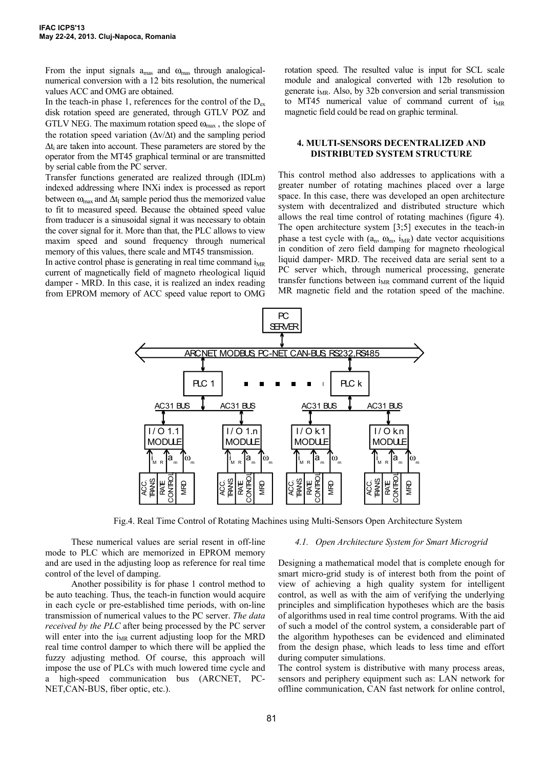From the input signals $a_{mas}$ and $\omega_{mas}$ through analogical-numerical conversion with a 12 bits resolution, the numerical values ACC and OMG are obtained.

In the teach-in phase 1, references for the control of the $D_{ex}$ disk rotation speed are generated, through GTLV POZ and GTLV NEG. The maximum rotation speed $\omega_{max}$, the slope of the rotation speed variation ($\Delta v/\Delta t$) and the sampling period $\Delta t_i$ are taken into account. These parameters are stored by the operator from the MT45 graphical terminal or are transmitted by serial cable from the PC server.

Transfer functions generated are realized through (IDLm) indexed addressing where INXi index is processed as report between $\omega_{max}$ and $\Delta t_I$ sample period thus the memorized value to fit to measured speed. Because the obtained speed value from traducer is a sinusoidal signal it was necessary to obtain the cover signal for it. More than that, the PLC allows to view maxim speed and sound frequency through numerical memory of this values, there scale and MT45 transmission.

In active control phase is generating in real time command $i_{MR}$ current of magnetically field of magneto rheological liquid damper - MRD. In this case, it is realized an index reading from EPROM memory of ACC speed value report to OMG rotation speed. The resulted value is input for SCL scale module and analogical converted with 12b resolution to generate $i_{MR}$. Also, by 32b conversion and serial transmission to MT45 numerical value of command current of $i_{MR}$ magnetic field could be read on graphic terminal.

## 4. MULTI-SENSORS DECENTRALIZED AND DISTRIBUTED SYSTEM STRUCTURE

This control method also addresses to applications with a greater number of rotating machines placed over a large space. In this case, there was developed an open architecture system with decentralized and distributed structure which allows the real time control of rotating machines (figure 4). The open architecture system [3;5] executes in the teach-in phase a test cycle with ($a_n$, $\omega_m$, $i_{MR}$) date vector acquisitions in condition of zero field damping for magneto rheological liquid damper- MRD. The received data are serial sent to a PC server which, through numerical processing, generate transfer functions between $i_{MR}$ command current of the liquid MR magnetic field and the rotation speed of the machine.

Fig.4. Real Time Control of Rotating Machines using Multi-Sensors Open Architecture System

These numerical values are serial resent in off-line mode to PLC which are memorized in EPROM memory and are used in the adjusting loop as reference for real time control of the level of damping.

Another possibility is for phase 1 control method to be auto teaching. Thus, the teach-in function would acquire in each cycle or pre-established time periods, with on-line transmission of numerical values to the PC server. *The data received by the PLC* after being processed by the PC server will enter into the $i_{MR}$ current adjusting loop for the MRD real time control damper to which there will be applied the fuzzy adjusting method. Of course, this approach will impose the use of PLCs with much lowered time cycle and a high-speed communication bus (ARCNET, PC-NET,CAN-BUS, fiber optic, etc.).

### *4.1. Open Architecture System for Smart Microgrid*

Designing a mathematical model that is complete enough for smart micro-grid study is of interest both from the point of view of achieving a high quality system for intelligent control, as well as with the aim of verifying the underlying principles and simplification hypotheses which are the basis of algorithms used in real time control programs. With the aid of such a model of the control system, a considerable part of the algorithm hypotheses can be evidenced and eliminated from the design phase, which leads to less time and effort during computer simulations.

The control system is distributive with many process areas, sensors and periphery equipment such as: LAN network for offline communication, CAN fast network for online control,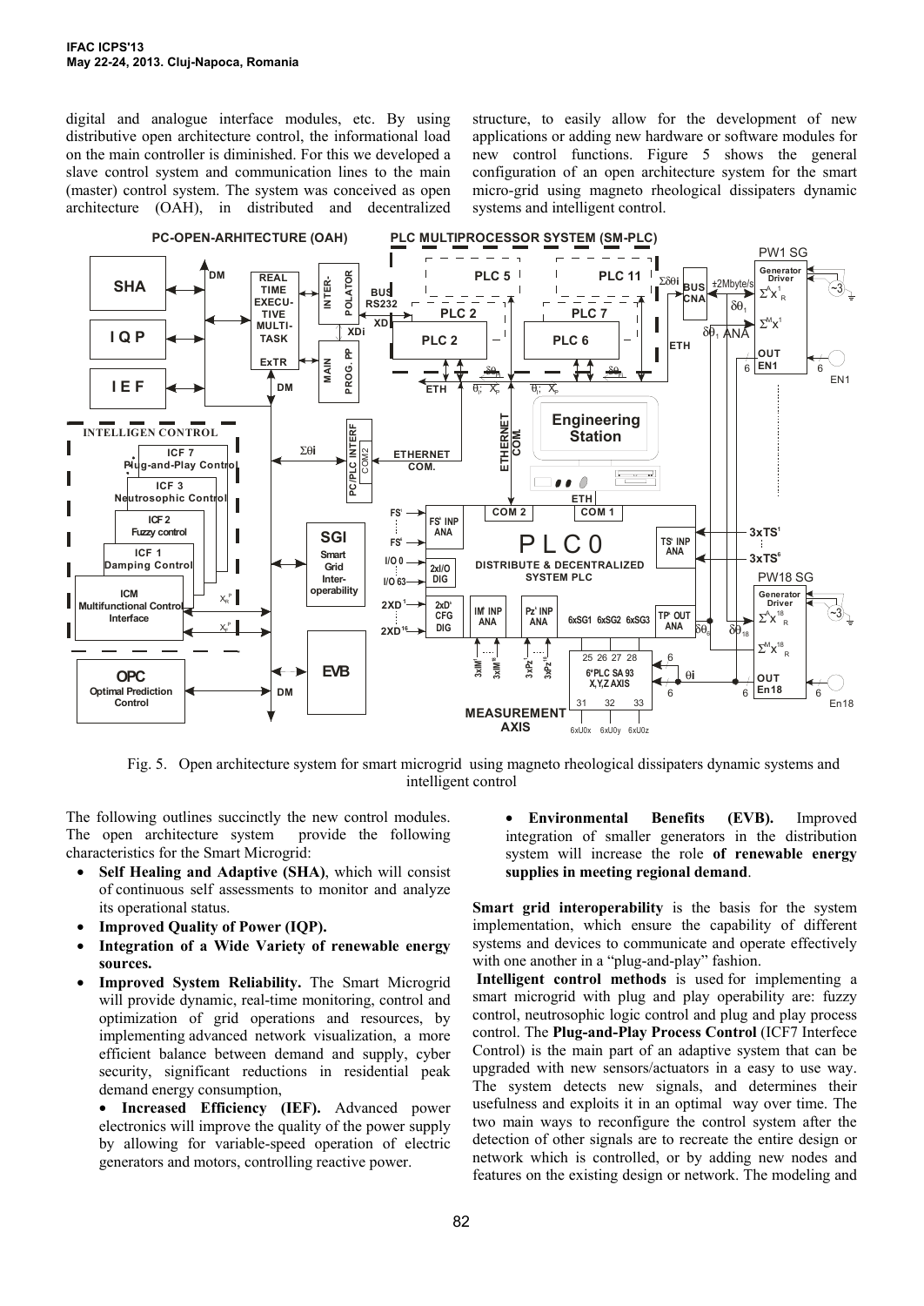digital and analogue interface modules, etc. By using distributive open architecture control, the informational load on the main controller is diminished. For this we developed a slave control system and communication lines to the main (master) control system. The system was conceived as open architecture (OAH), in distributed and decentralized structure, to easily allow for the development of new applications or adding new hardware or software modules for new control functions. Figure 5 shows the general configuration of an open architecture system for the smart micro-grid using magneto rheological dissipaters dynamic systems and intelligent control.

Fig. 5. Open architecture system for smart microgrid using magneto rheological dissipaters dynamic systems and intelligent control

The following outlines succinctly the new control modules. The open architecture system provide the following characteristics for the Smart Microgrid:

- **Self Healing and Adaptive (SHA)**, which will consist of continuous self assessments to monitor and analyze its operational status.
- **Improved Quality of Power (IQP).**
- **Integration of a Wide Variety of renewable energy sources.**
- **Improved System Reliability.** The Smart Microgrid will provide dynamic, real-time monitoring, control and optimization of grid operations and resources, by implementing advanced network visualization, a more efficient balance between demand and supply, cyber security, significant reductions in residential peak demand energy consumption,
- **Increased Efficiency (IEF).** Advanced power electronics will improve the quality of the power supply by allowing for variable-speed operation of electric generators and motors, controlling reactive power.
- **Environmental Benefits (EVB).** Improved integration of smaller generators in the distribution system will increase the role **of renewable energy supplies in meeting regional demand**.

**Smart grid interoperability** is the basis for the system implementation, which ensure the capability of different systems and devices to communicate and operate effectively with one another in a "plug-and-play" fashion.

**Intelligent control methods** is used for implementing a smart microgrid with plug and play operability are: fuzzy control, neutrosophic logic control and plug and play process control. The **Plug-and-Play Process Control** (ICF7 Interfece Control) is the main part of an adaptive system that can be upgraded with new sensors/actuators in a easy to use way. The system detects new signals, and determines their usefulness and exploits it in an optimal way over time. The two main ways to reconfigure the control system after the detection of other signals are to recreate the entire design or network which is controlled, or by adding new nodes and features on the existing design or network. The modeling and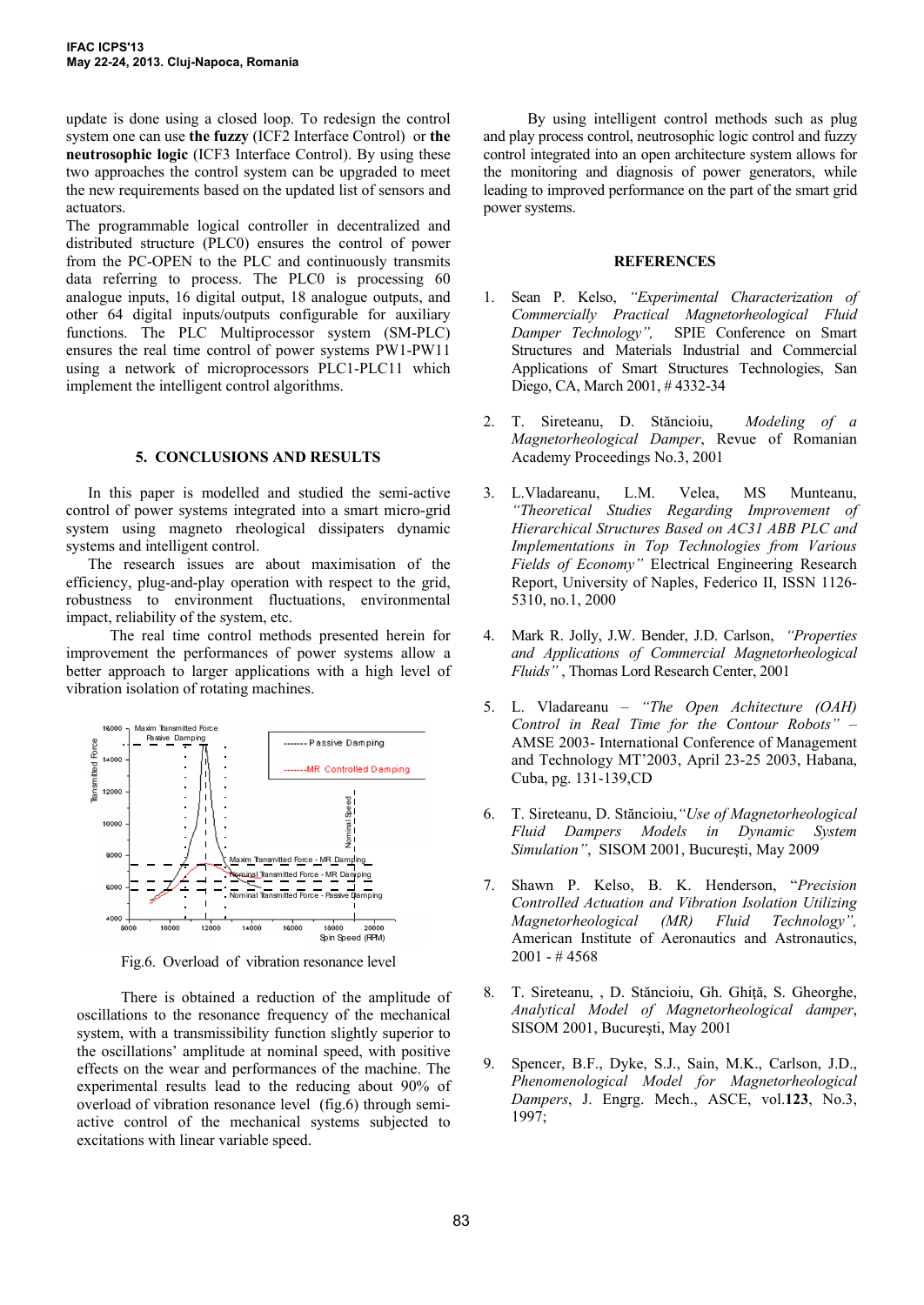update is done using a closed loop. To redesign the control system one can use **the fuzzy** (ICF2 Interface Control) or **the neutrosophic logic** (ICF3 Interface Control). By using these two approaches the control system can be upgraded to meet the new requirements based on the updated list of sensors and actuators.

The programmable logical controller in decentralized and distributed structure (PLC0) ensures the control of power from the PC-OPEN to the PLC and continuously transmits data referring to process. The PLC0 is processing 60 analogue inputs, 16 digital output, 18 analogue outputs, and other 64 digital inputs/outputs configurable for auxiliary functions. The PLC Multiprocessor system (SM-PLC) ensures the real time control of power systems PW1-PW11 using a network of microprocessors PLC1-PLC11 which implement the intelligent control algorithms.

## 5. CONCLUSIONS AND RESULTS

In this paper is modelled and studied the semi-active control of power systems integrated into a smart micro-grid system using magneto rheological dissipaters dynamic systems and intelligent control.

The research issues are about maximisation of the efficiency, plug-and-play operation with respect to the grid, robustness to environment fluctuations, environmental impact, reliability of the system, etc.

The real time control methods presented herein for improvement the performances of power systems allow a better approach to larger applications with a high level of vibration isolation of rotating machines.

Maxim Transmitted Force
Passive Damping
------- Passive Damping
-------MR Controlled Damping
Transmitted Force
16000
14000
12000
10000
8000
6000
4000
Nominal Speed
Maxim Transmitted Force - MR Damping
Nominal Transmitted Force - MR Damping
Nominal Transmitted Force - Passive Damping
8000 10000 12000 14000 16000 18000 20000
Spin Speed (RPM)

Fig.6. Overload of vibration resonance level

There is obtained a reduction of the amplitude of oscillations to the resonance frequency of the mechanical system, with a transmissibility function slightly superior to the oscillations' amplitude at nominal speed, with positive effects on the wear and performances of the machine. The experimental results lead to the reducing about 90% of overload of vibration resonance level (fig.6) through semi-active control of the mechanical systems subjected to excitations with linear variable speed.

By using intelligent control methods such as plug and play process control, neutrosophic logic control and fuzzy control integrated into an open architecture system allows for the monitoring and diagnosis of power generators, while leading to improved performance on the part of the smart grid power systems.

## REFERENCES

1. Sean P. Kelso, *"Experimental Characterization of Commercially Practical Magnetorheological Fluid Damper Technology"*, SPIE Conference on Smart Structures and Materials Industrial and Commercial Applications of Smart Structures Technologies, San Diego, CA, March 2001, # 4332-34

2. T. Sireteanu, D. Stăncioiu, *Modeling of a Magnetorheological Damper*, Revue of Romanian Academy Proceedings No.3, 2001

3. L.Vladareanu, L.M. Velea, MS Munteanu, *"Theoretical Studies Regarding Improvement of Hierarchical Structures Based on AC31 ABB PLC and Implementations in Top Technologies from Various Fields of Economy"* Electrical Engineering Research Report, University of Naples, Federico II, ISSN 1126-5310, no.1, 2000

4. Mark R. Jolly, J.W. Bender, J.D. Carlson, *"Properties and Applications of Commercial Magnetorheological Fluids"* , Thomas Lord Research Center, 2001

5. L. Vladareanu – *"The Open Achitecture (OAH) Control in Real Time for the Contour Robots"* – AMSE 2003- International Conference of Management and Technology MT'2003, April 23-25 2003, Habana, Cuba, pg. 131-139,CD

6. T. Sireteanu, D. Stăncioiu,*"Use of Magnetorheological Fluid Dampers Models in Dynamic System Simulation"*, SISOM 2001, Bucureşti, May 2009

7. Shawn P. Kelso, B. K. Henderson, "*Precision Controlled Actuation and Vibration Isolation Utilizing Magnetorheological (MR) Fluid Technology",* American Institute of Aeronautics and Astronautics, 2001 - # 4568

8. T. Sireteanu, , D. Stăncioiu, Gh. Ghiţă, S. Gheorghe, *Analytical Model of Magnetorheological damper*, SISOM 2001, Bucureşti, May 2001

9. Spencer, B.F., Dyke, S.J., Sain, M.K., Carlson, J.D., *Phenomenological Model for Magnetorheological Dampers*, J. Engrg. Mech., ASCE, vol.**123**, No.3, 1997;